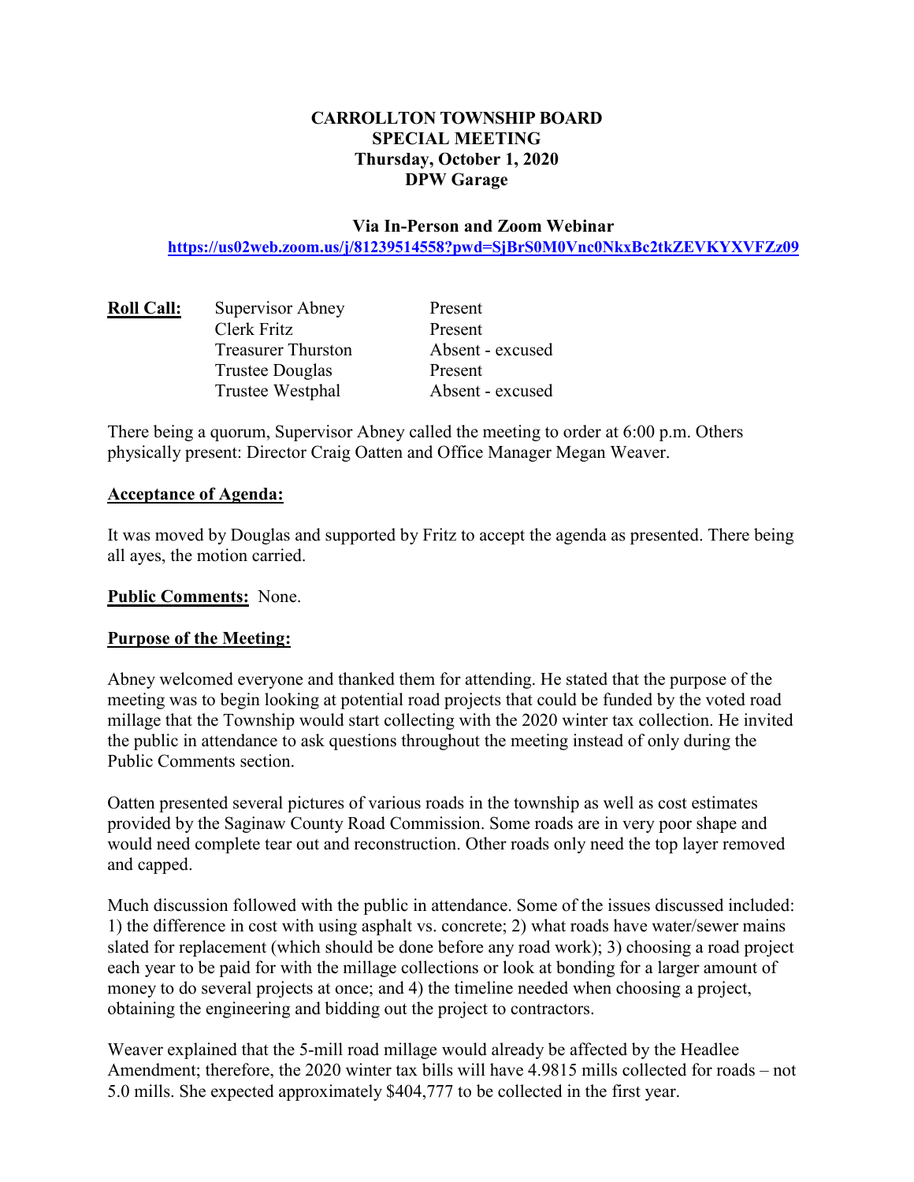**CARROLLTON TOWNSHIP BOARD**
**SPECIAL MEETING**
**Thursday, October 1, 2020**
**DPW Garage**

**Via In-Person and Zoom Webinar**
https://us02web.zoom.us/j/81239514558?pwd=SjBrS0M0Vnc0NkxBc2tkZEVKYXVFZz09

| **Roll Call:** | Supervisor Abney | Present |
|---|---|---|
| | Clerk Fritz | Present |
| | Treasurer Thurston | Absent - excused |
| | Trustee Douglas | Present |
| | Trustee Westphal | Absent - excused |

There being a quorum, Supervisor Abney called the meeting to order at 6:00 p.m. Others physically present: Director Craig Oatten and Office Manager Megan Weaver.

**Acceptance of Agenda:**

It was moved by Douglas and supported by Fritz to accept the agenda as presented. There being all ayes, the motion carried.

**Public Comments:** None.

**Purpose of the Meeting:**

Abney welcomed everyone and thanked them for attending. He stated that the purpose of the meeting was to begin looking at potential road projects that could be funded by the voted road millage that the Township would start collecting with the 2020 winter tax collection. He invited the public in attendance to ask questions throughout the meeting instead of only during the Public Comments section.

Oatten presented several pictures of various roads in the township as well as cost estimates provided by the Saginaw County Road Commission. Some roads are in very poor shape and would need complete tear out and reconstruction. Other roads only need the top layer removed and capped.

Much discussion followed with the public in attendance. Some of the issues discussed included: 1) the difference in cost with using asphalt vs. concrete; 2) what roads have water/sewer mains slated for replacement (which should be done before any road work); 3) choosing a road project each year to be paid for with the millage collections or look at bonding for a larger amount of money to do several projects at once; and 4) the timeline needed when choosing a project, obtaining the engineering and bidding out the project to contractors.

Weaver explained that the 5-mill road millage would already be affected by the Headlee Amendment; therefore, the 2020 winter tax bills will have 4.9815 mills collected for roads – not 5.0 mills. She expected approximately $404,777 to be collected in the first year.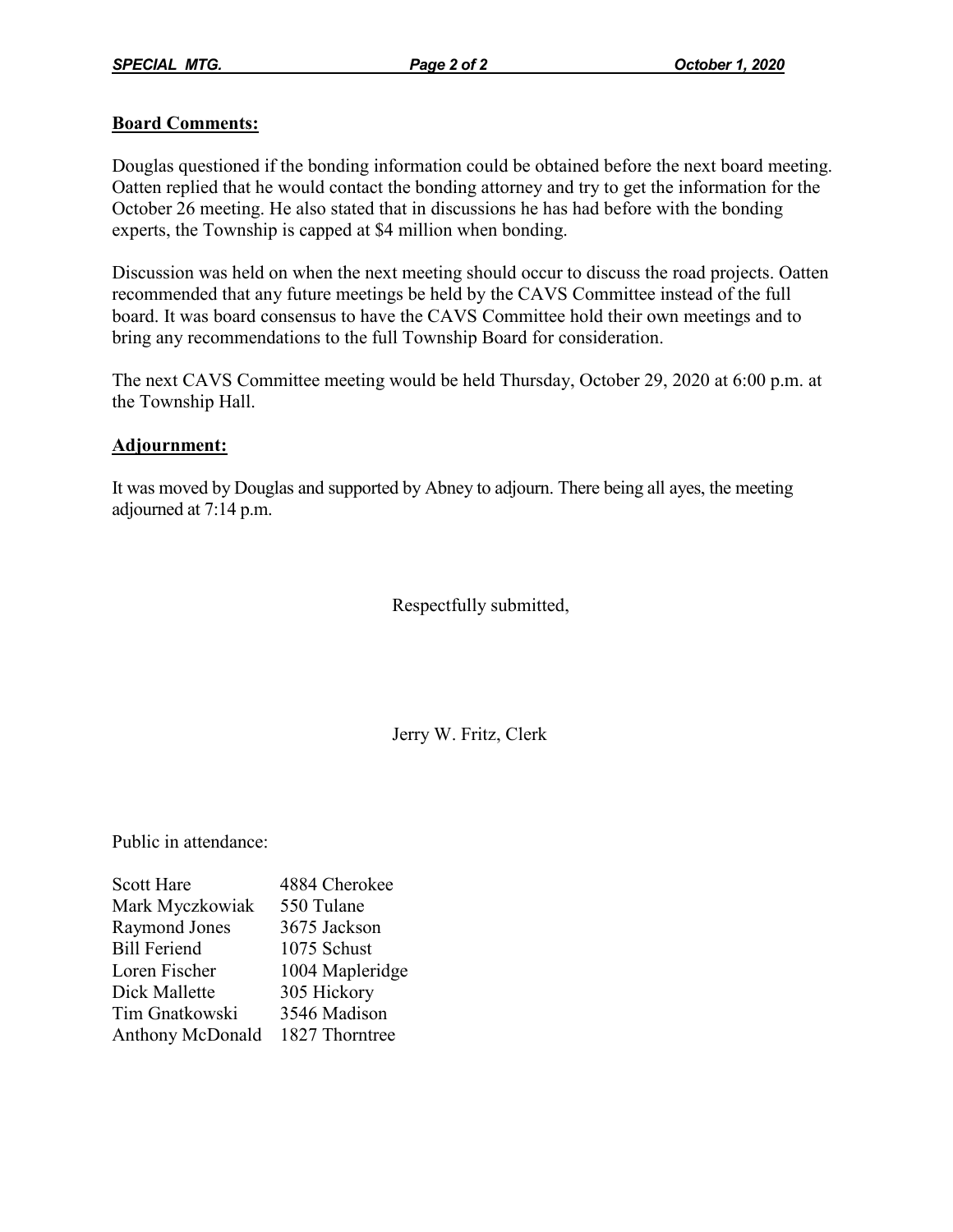**Board Comments:**

Douglas questioned if the bonding information could be obtained before the next board meeting. Oatten replied that he would contact the bonding attorney and try to get the information for the October 26 meeting. He also stated that in discussions he has had before with the bonding experts, the Township is capped at $4 million when bonding.

Discussion was held on when the next meeting should occur to discuss the road projects. Oatten recommended that any future meetings be held by the CAVS Committee instead of the full board. It was board consensus to have the CAVS Committee hold their own meetings and to bring any recommendations to the full Township Board for consideration.

The next CAVS Committee meeting would be held Thursday, October 29, 2020 at 6:00 p.m. at the Township Hall.

**Adjournment:**

It was moved by Douglas and supported by Abney to adjourn. There being all ayes, the meeting adjourned at 7:14 p.m.

Respectfully submitted,

Jerry W. Fritz, Clerk

Public in attendance:

| | |
|---|---|
| Scott Hare | 4884 Cherokee |
| Mark Myczkowiak | 550 Tulane |
| Raymond Jones | 3675 Jackson |
| Bill Feriend | 1075 Schust |
| Loren Fischer | 1004 Mapleridge |
| Dick Mallette | 305 Hickory |
| Tim Gnatkowski | 3546 Madison |
| Anthony McDonald | 1827 Thorntree |